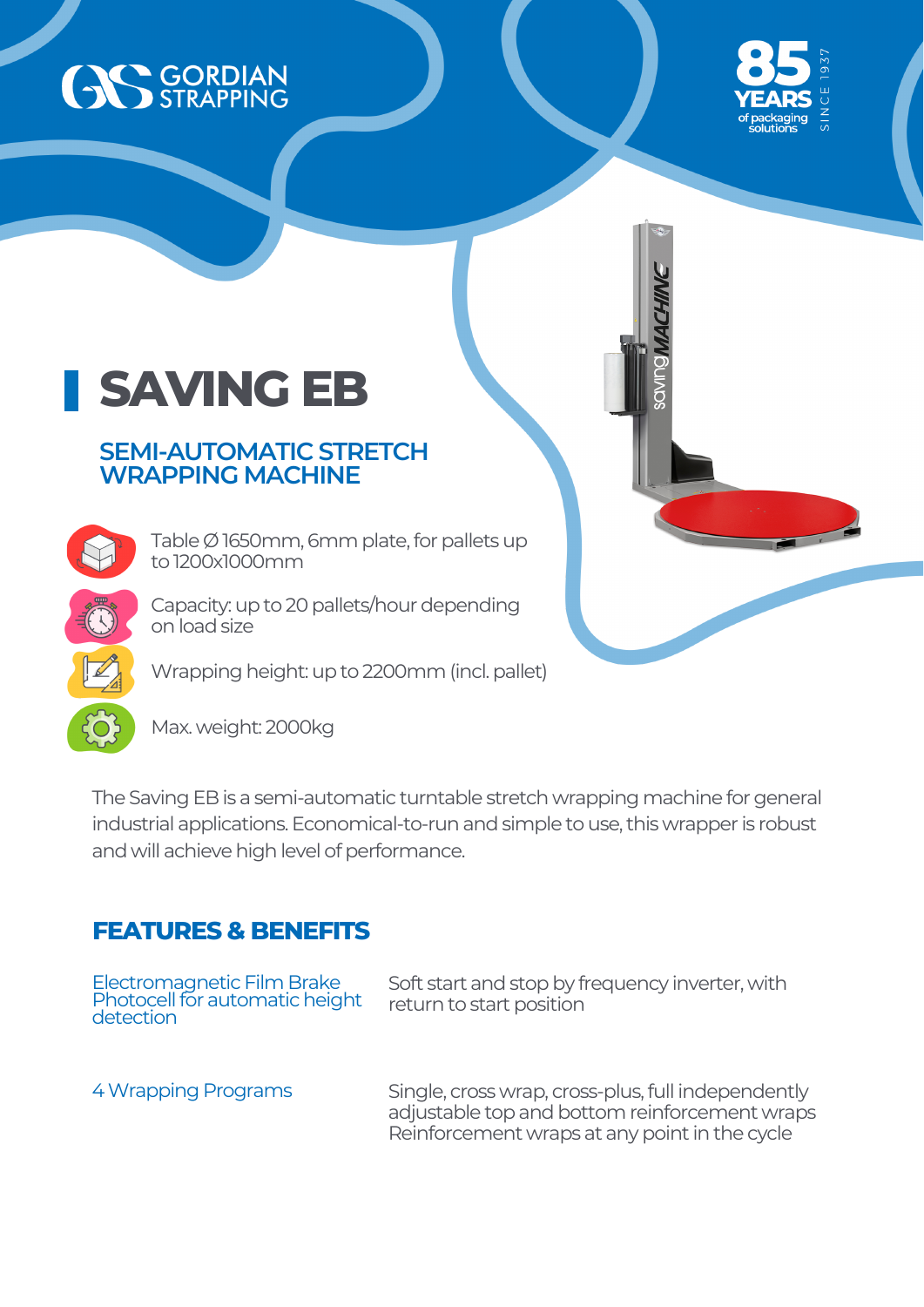GORDIAN STRAPPING

85 YEARS of packaging solutions SINCE 1937

# SAVING EB

## SEMI-AUTOMATIC STRETCH WRAPPING MACHINE

- Table Ø 1650mm, 6mm plate, for pallets up to 1200x1000mm
- Capacity: up to 20 pallets/hour depending on load size
- Wrapping height: up to 2200mm (incl. pallet)
- Max. weight: 2000kg

The Saving EB is a semi-automatic turntable stretch wrapping machine for general industrial applications. Economical-to-run and simple to use, this wrapper is robust and will achieve high level of performance.

## FEATURES & BENEFITS

| | |
|---|---|
| Electromagnetic Film Brake<br>Photocell for automatic height detection | Soft start and stop by frequency inverter, with return to start position |
| 4 Wrapping Programs | Single, cross wrap, cross-plus, full independently adjustable top and bottom reinforcement wraps<br>Reinforcement wraps at any point in the cycle |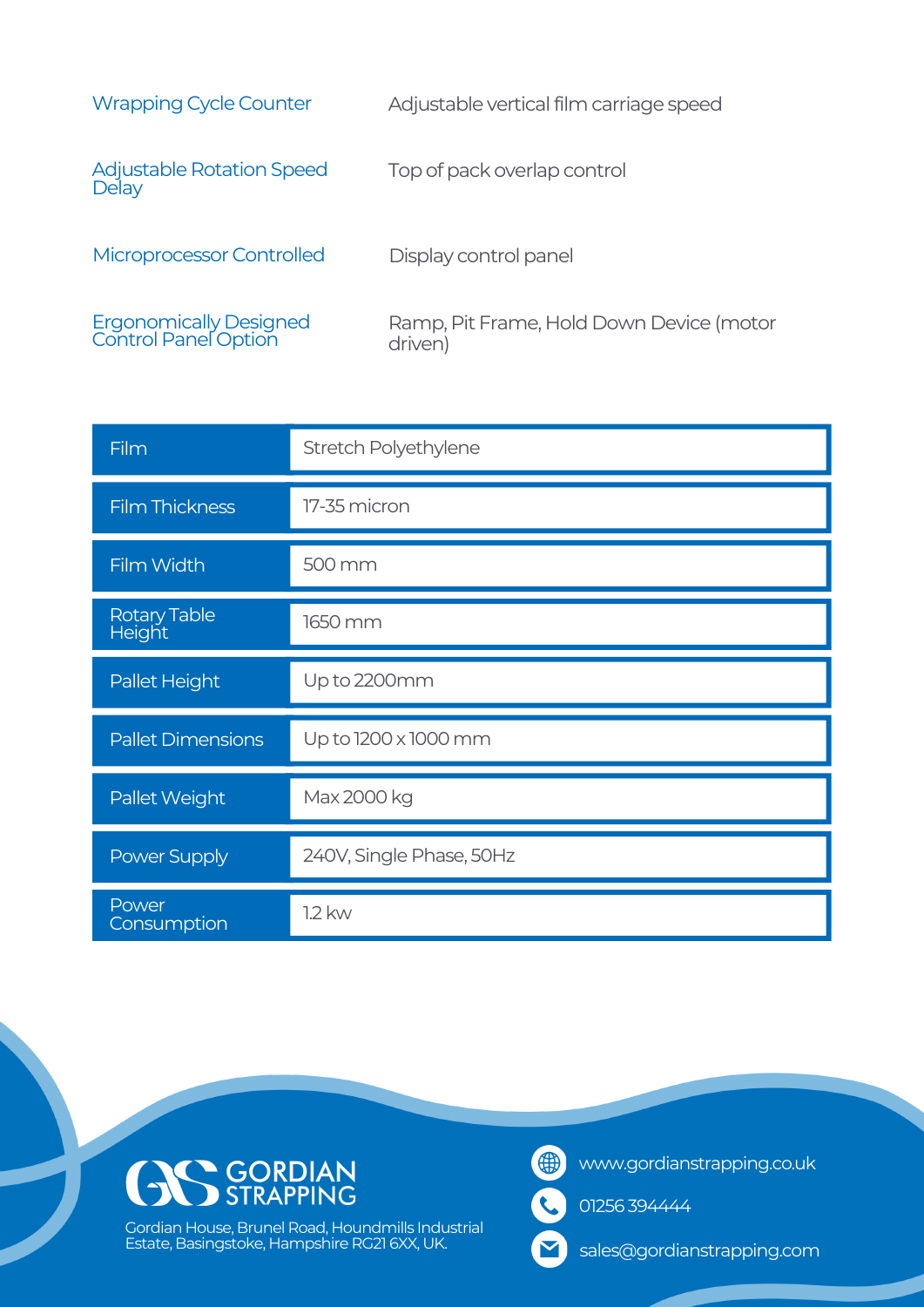Wrapping Cycle Counter

Adjustable vertical film carriage speed

Adjustable Rotation Speed Delay

Top of pack overlap control

Microprocessor Controlled

Display control panel

Ergonomically Designed Control Panel Option

Ramp, Pit Frame, Hold Down Device (motor driven)

| | |
|---|---|
| Film | Stretch Polyethylene |
| Film Thickness | 17-35 micron |
| Film Width | 500 mm |
| Rotary Table Height | 1650 mm |
| Pallet Height | Up to 2200mm |
| Pallet Dimensions | Up to 1200 x 1000 mm |
| Pallet Weight | Max 2000 kg |
| Power Supply | 240V, Single Phase, 50Hz |
| Power Consumption | 1.2 kw |

GORDIAN STRAPPING

Gordian House, Brunel Road, Houndmills Industrial Estate, Basingstoke, Hampshire RG21 6XX, UK.

www.gordianstrapping.co.uk

01256 394444

sales@gordianstrapping.com